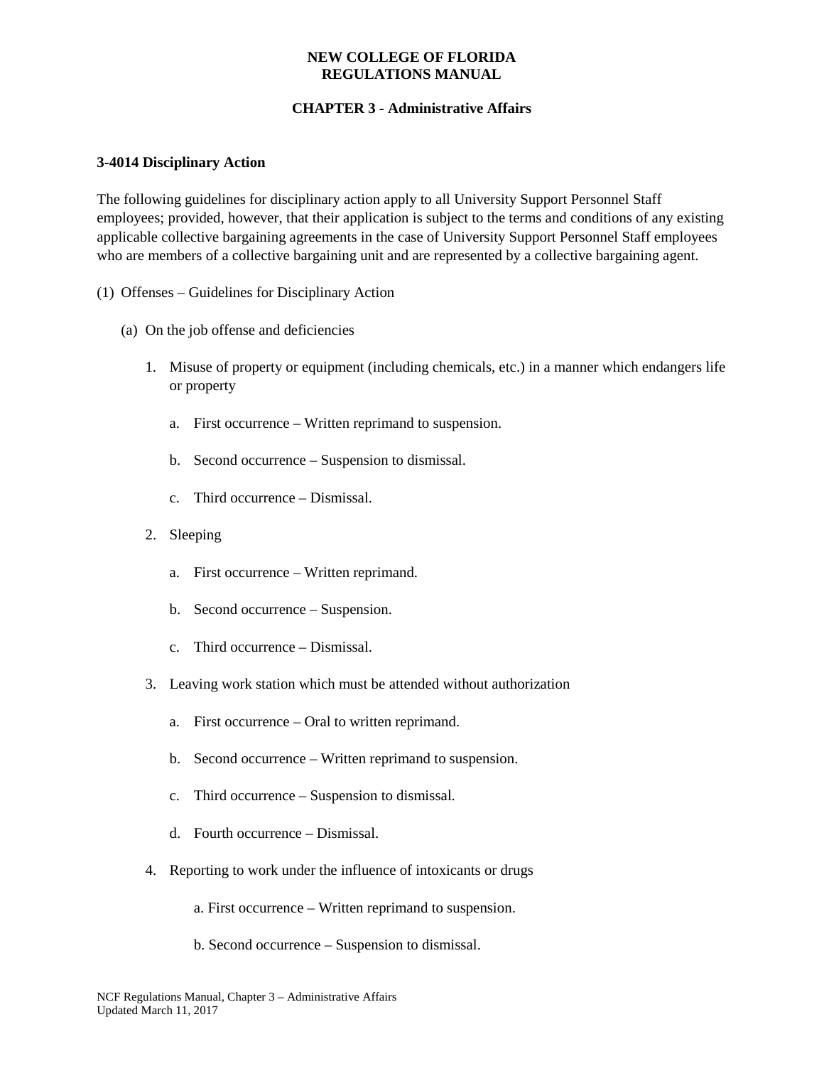**NEW COLLEGE OF FLORIDA**
**REGULATIONS MANUAL**

**CHAPTER 3 - Administrative Affairs**

**3-4014 Disciplinary Action**

The following guidelines for disciplinary action apply to all University Support Personnel Staff employees; provided, however, that their application is subject to the terms and conditions of any existing applicable collective bargaining agreements in the case of University Support Personnel Staff employees who are members of a collective bargaining unit and are represented by a collective bargaining agent.

(1) Offenses – Guidelines for Disciplinary Action

(a) On the job offense and deficiencies

1. Misuse of property or equipment (including chemicals, etc.) in a manner which endangers life or property
   a. First occurrence – Written reprimand to suspension.
   b. Second occurrence – Suspension to dismissal.
   c. Third occurrence – Dismissal.
2. Sleeping
   a. First occurrence – Written reprimand.
   b. Second occurrence – Suspension.
   c. Third occurrence – Dismissal.
3. Leaving work station which must be attended without authorization
   a. First occurrence – Oral to written reprimand.
   b. Second occurrence – Written reprimand to suspension.
   c. Third occurrence – Suspension to dismissal.
   d. Fourth occurrence – Dismissal.
4. Reporting to work under the influence of intoxicants or drugs
   a. First occurrence – Written reprimand to suspension.
   b. Second occurrence – Suspension to dismissal.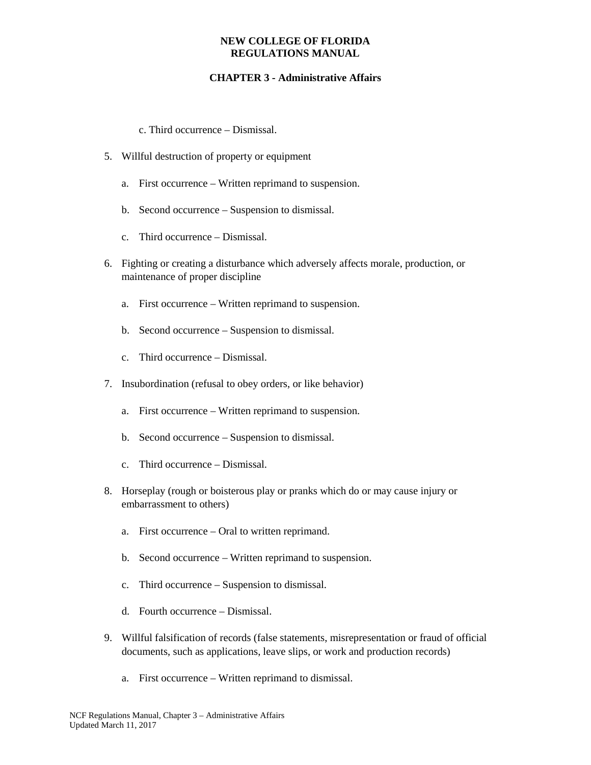c. Third occurrence – Dismissal.

5. Willful destruction of property or equipment

   a. First occurrence – Written reprimand to suspension.

   b. Second occurrence – Suspension to dismissal.

   c. Third occurrence – Dismissal.

6. Fighting or creating a disturbance which adversely affects morale, production, or maintenance of proper discipline

   a. First occurrence – Written reprimand to suspension.

   b. Second occurrence – Suspension to dismissal.

   c. Third occurrence – Dismissal.

7. Insubordination (refusal to obey orders, or like behavior)

   a. First occurrence – Written reprimand to suspension.

   b. Second occurrence – Suspension to dismissal.

   c. Third occurrence – Dismissal.

8. Horseplay (rough or boisterous play or pranks which do or may cause injury or embarrassment to others)

   a. First occurrence – Oral to written reprimand.

   b. Second occurrence – Written reprimand to suspension.

   c. Third occurrence – Suspension to dismissal.

   d. Fourth occurrence – Dismissal.

9. Willful falsification of records (false statements, misrepresentation or fraud of official documents, such as applications, leave slips, or work and production records)

   a. First occurrence – Written reprimand to dismissal.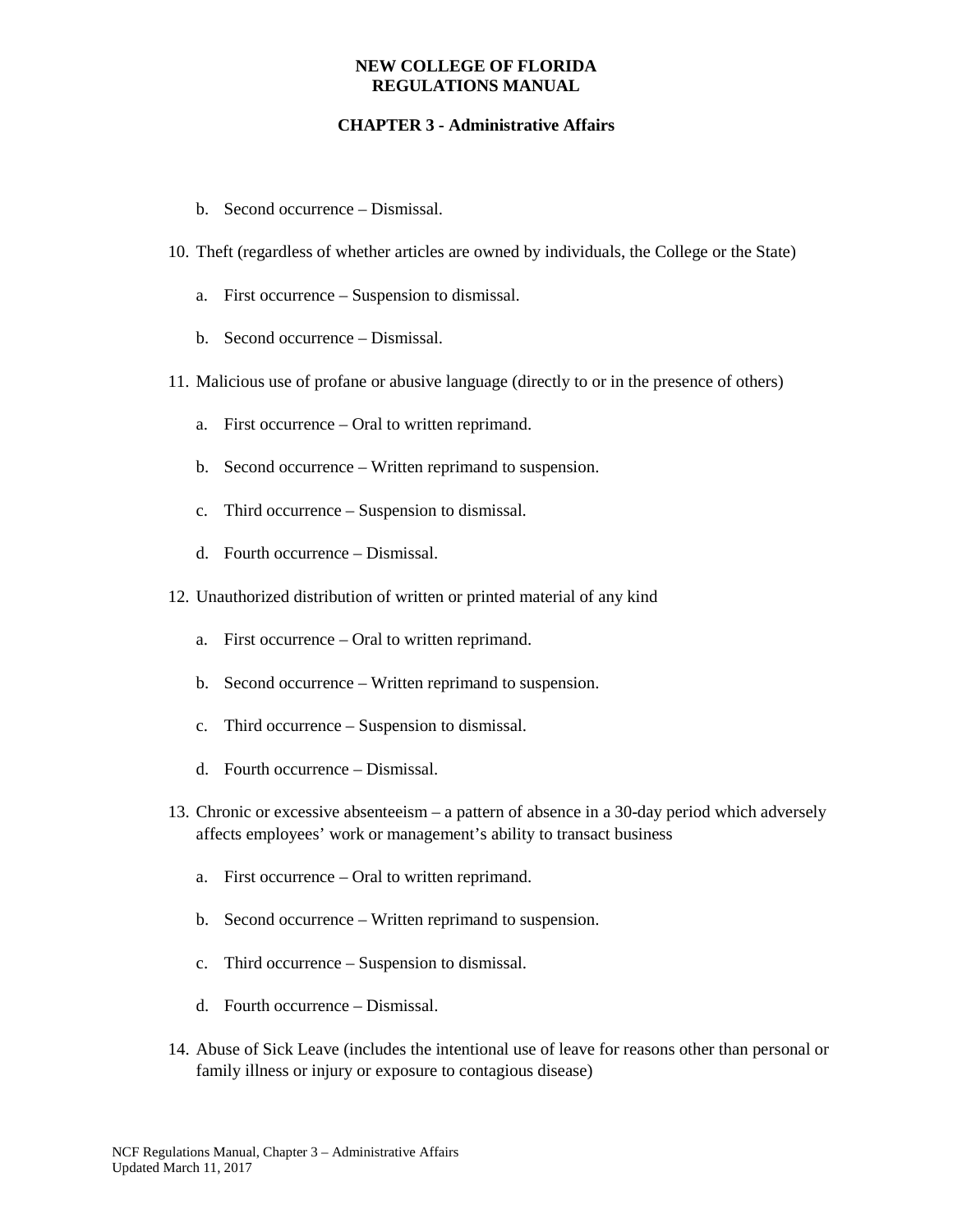b. Second occurrence – Dismissal.

10. Theft (regardless of whether articles are owned by individuals, the College or the State)

    a. First occurrence – Suspension to dismissal.

    b. Second occurrence – Dismissal.

11. Malicious use of profane or abusive language (directly to or in the presence of others)

    a. First occurrence – Oral to written reprimand.

    b. Second occurrence – Written reprimand to suspension.

    c. Third occurrence – Suspension to dismissal.

    d. Fourth occurrence – Dismissal.

12. Unauthorized distribution of written or printed material of any kind

    a. First occurrence – Oral to written reprimand.

    b. Second occurrence – Written reprimand to suspension.

    c. Third occurrence – Suspension to dismissal.

    d. Fourth occurrence – Dismissal.

13. Chronic or excessive absenteeism – a pattern of absence in a 30-day period which adversely affects employees' work or management's ability to transact business

    a. First occurrence – Oral to written reprimand.

    b. Second occurrence – Written reprimand to suspension.

    c. Third occurrence – Suspension to dismissal.

    d. Fourth occurrence – Dismissal.

14. Abuse of Sick Leave (includes the intentional use of leave for reasons other than personal or family illness or injury or exposure to contagious disease)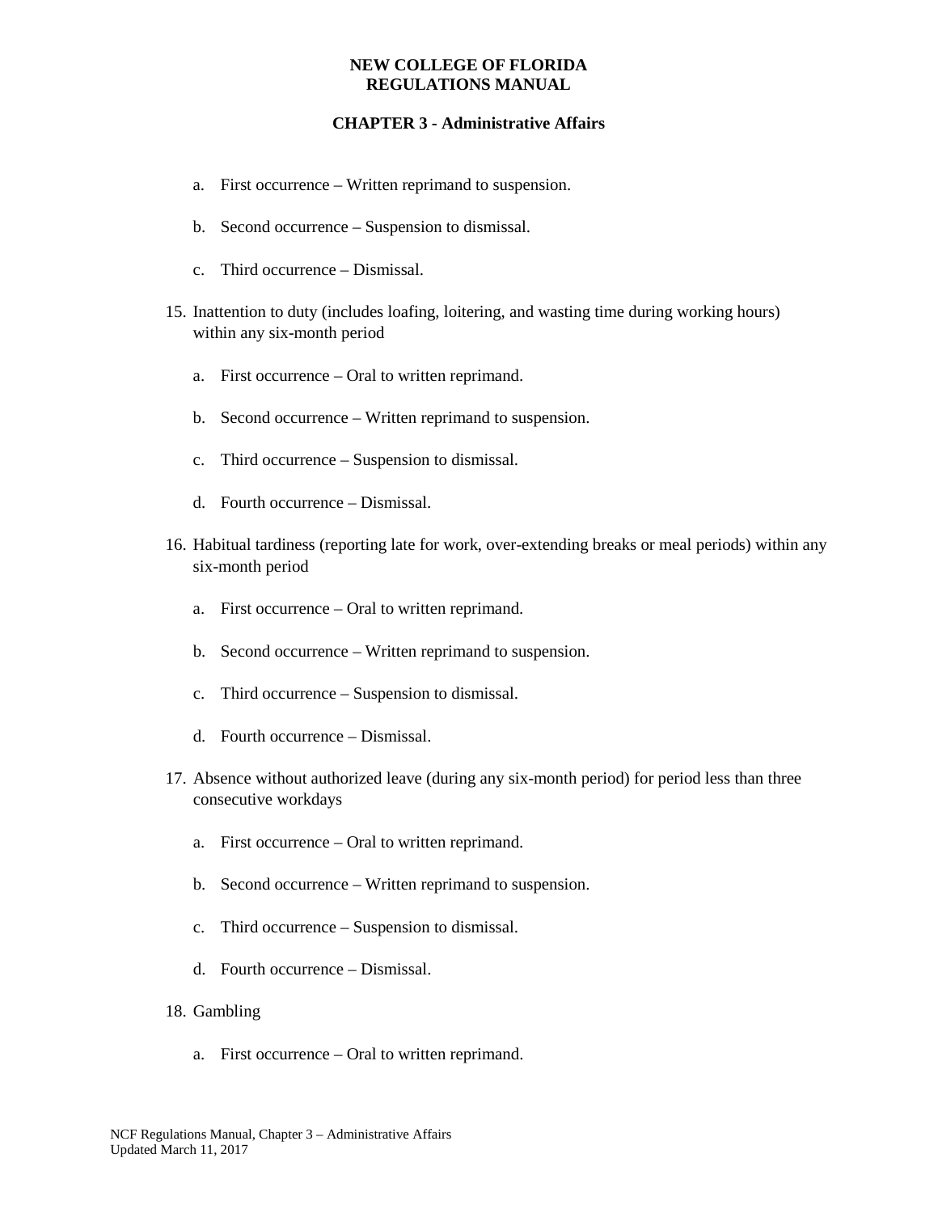a. First occurrence – Written reprimand to suspension.

b. Second occurrence – Suspension to dismissal.

c. Third occurrence – Dismissal.

15. Inattention to duty (includes loafing, loitering, and wasting time during working hours) within any six-month period

    a. First occurrence – Oral to written reprimand.

    b. Second occurrence – Written reprimand to suspension.

    c. Third occurrence – Suspension to dismissal.

    d. Fourth occurrence – Dismissal.

16. Habitual tardiness (reporting late for work, over-extending breaks or meal periods) within any six-month period

    a. First occurrence – Oral to written reprimand.

    b. Second occurrence – Written reprimand to suspension.

    c. Third occurrence – Suspension to dismissal.

    d. Fourth occurrence – Dismissal.

17. Absence without authorized leave (during any six-month period) for period less than three consecutive workdays

    a. First occurrence – Oral to written reprimand.

    b. Second occurrence – Written reprimand to suspension.

    c. Third occurrence – Suspension to dismissal.

    d. Fourth occurrence – Dismissal.

18. Gambling

    a. First occurrence – Oral to written reprimand.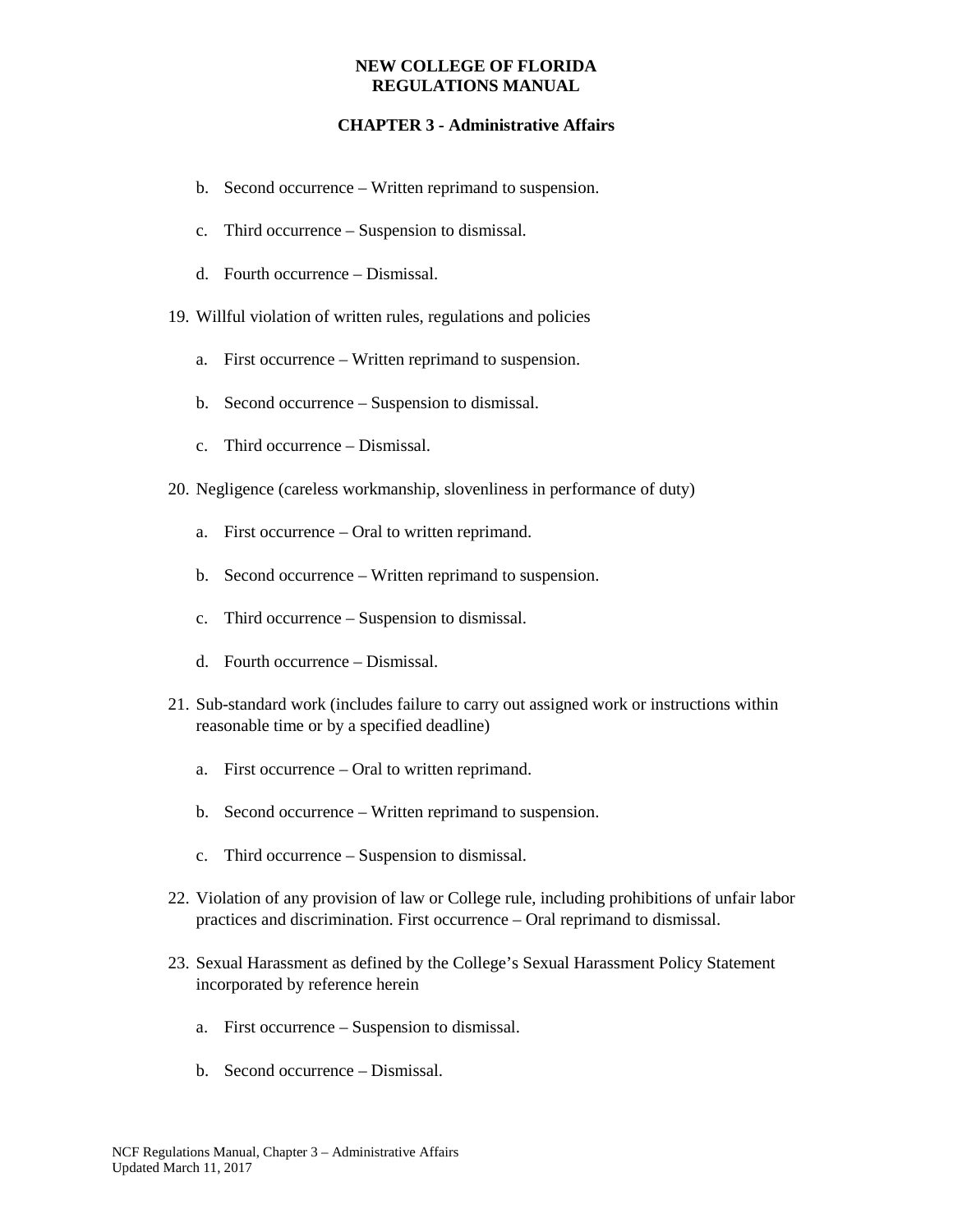b. Second occurrence – Written reprimand to suspension.

c. Third occurrence – Suspension to dismissal.

d. Fourth occurrence – Dismissal.

19. Willful violation of written rules, regulations and policies

    a. First occurrence – Written reprimand to suspension.

    b. Second occurrence – Suspension to dismissal.

    c. Third occurrence – Dismissal.

20. Negligence (careless workmanship, slovenliness in performance of duty)

    a. First occurrence – Oral to written reprimand.

    b. Second occurrence – Written reprimand to suspension.

    c. Third occurrence – Suspension to dismissal.

    d. Fourth occurrence – Dismissal.

21. Sub-standard work (includes failure to carry out assigned work or instructions within reasonable time or by a specified deadline)

    a. First occurrence – Oral to written reprimand.

    b. Second occurrence – Written reprimand to suspension.

    c. Third occurrence – Suspension to dismissal.

22. Violation of any provision of law or College rule, including prohibitions of unfair labor practices and discrimination. First occurrence – Oral reprimand to dismissal.

23. Sexual Harassment as defined by the College's Sexual Harassment Policy Statement incorporated by reference herein

    a. First occurrence – Suspension to dismissal.

    b. Second occurrence – Dismissal.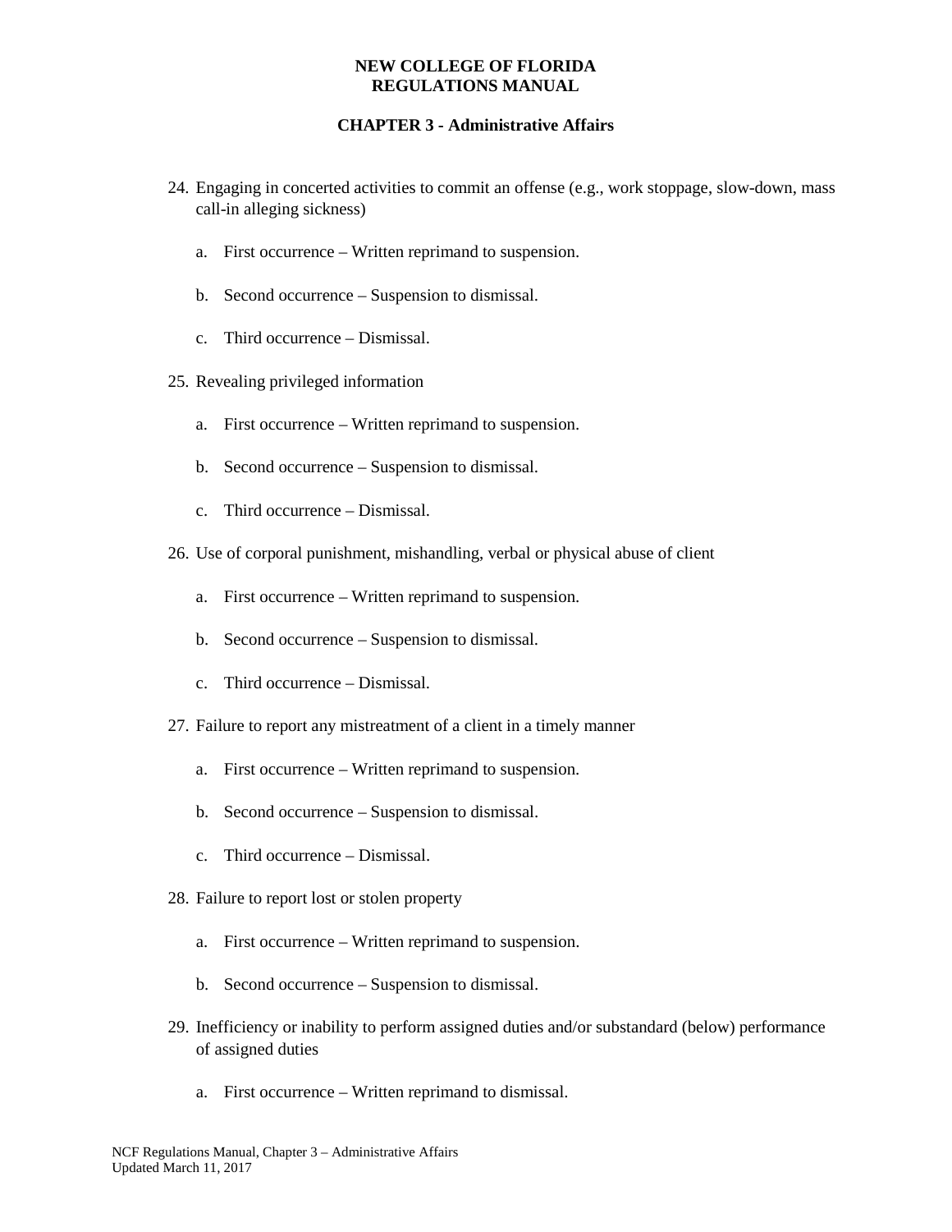24. Engaging in concerted activities to commit an offense (e.g., work stoppage, slow-down, mass call-in alleging sickness)

    a. First occurrence – Written reprimand to suspension.

    b. Second occurrence – Suspension to dismissal.

    c. Third occurrence – Dismissal.

25. Revealing privileged information

    a. First occurrence – Written reprimand to suspension.

    b. Second occurrence – Suspension to dismissal.

    c. Third occurrence – Dismissal.

26. Use of corporal punishment, mishandling, verbal or physical abuse of client

    a. First occurrence – Written reprimand to suspension.

    b. Second occurrence – Suspension to dismissal.

    c. Third occurrence – Dismissal.

27. Failure to report any mistreatment of a client in a timely manner

    a. First occurrence – Written reprimand to suspension.

    b. Second occurrence – Suspension to dismissal.

    c. Third occurrence – Dismissal.

28. Failure to report lost or stolen property

    a. First occurrence – Written reprimand to suspension.

    b. Second occurrence – Suspension to dismissal.

29. Inefficiency or inability to perform assigned duties and/or substandard (below) performance of assigned duties

    a. First occurrence – Written reprimand to dismissal.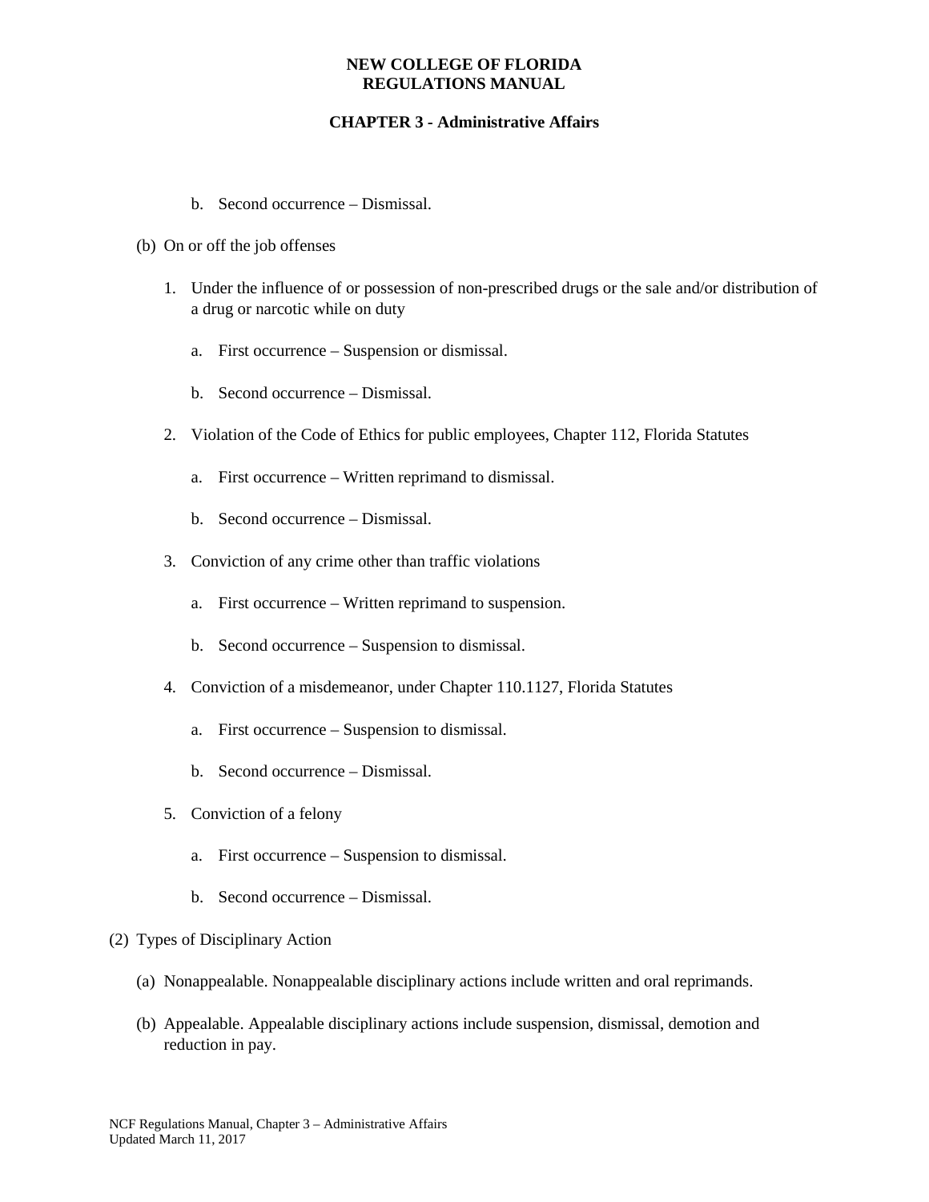b. Second occurrence – Dismissal.

(b) On or off the job offenses

1. Under the influence of or possession of non-prescribed drugs or the sale and/or distribution of a drug or narcotic while on duty

    a. First occurrence – Suspension or dismissal.

    b. Second occurrence – Dismissal.

2. Violation of the Code of Ethics for public employees, Chapter 112, Florida Statutes

    a. First occurrence – Written reprimand to dismissal.

    b. Second occurrence – Dismissal.

3. Conviction of any crime other than traffic violations

    a. First occurrence – Written reprimand to suspension.

    b. Second occurrence – Suspension to dismissal.

4. Conviction of a misdemeanor, under Chapter 110.1127, Florida Statutes

    a. First occurrence – Suspension to dismissal.

    b. Second occurrence – Dismissal.

5. Conviction of a felony

    a. First occurrence – Suspension to dismissal.

    b. Second occurrence – Dismissal.

(2) Types of Disciplinary Action

(a) Nonappealable. Nonappealable disciplinary actions include written and oral reprimands.

(b) Appealable. Appealable disciplinary actions include suspension, dismissal, demotion and reduction in pay.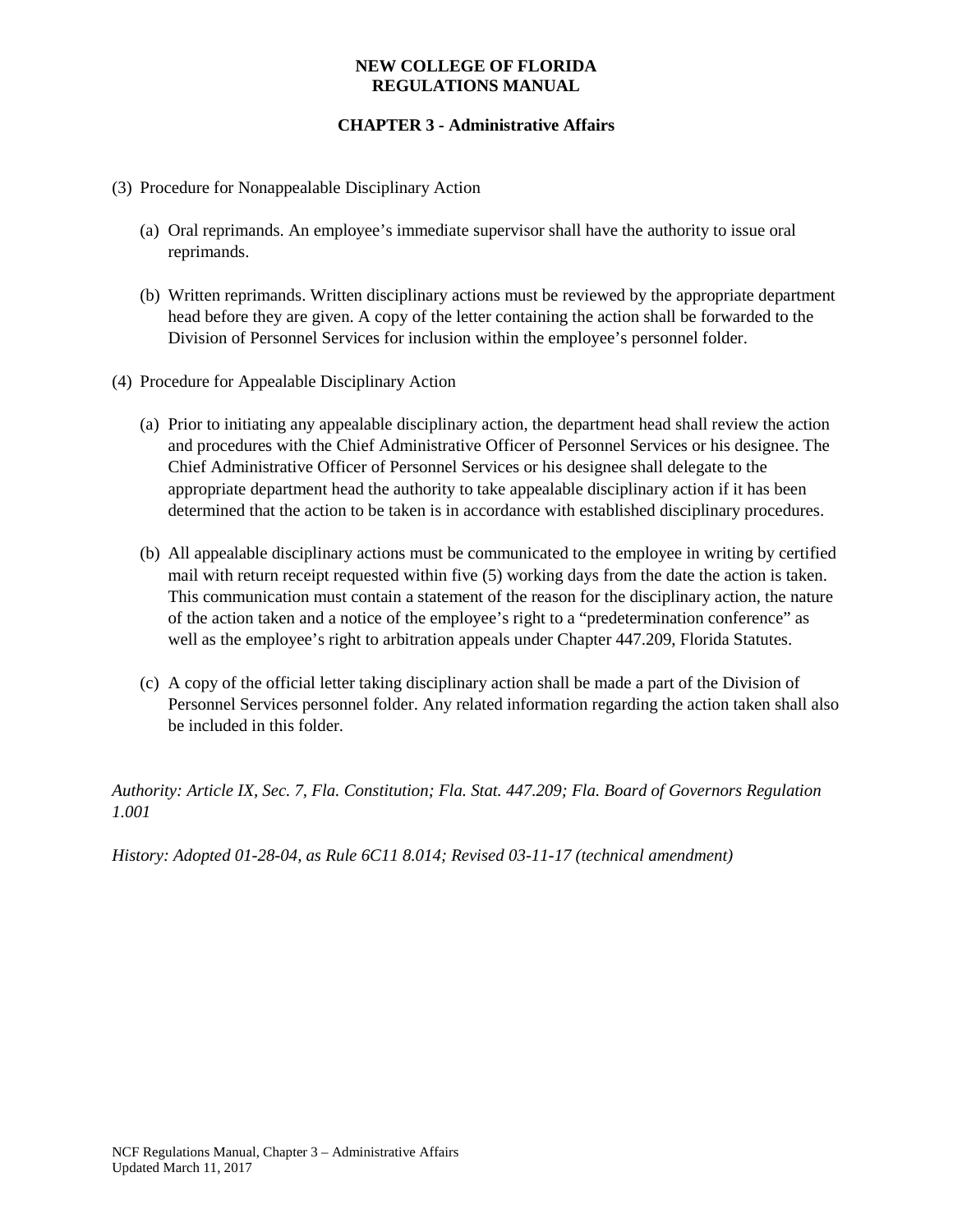(3) Procedure for Nonappealable Disciplinary Action

   (a) Oral reprimands. An employee's immediate supervisor shall have the authority to issue oral reprimands.

   (b) Written reprimands. Written disciplinary actions must be reviewed by the appropriate department head before they are given. A copy of the letter containing the action shall be forwarded to the Division of Personnel Services for inclusion within the employee's personnel folder.

(4) Procedure for Appealable Disciplinary Action

   (a) Prior to initiating any appealable disciplinary action, the department head shall review the action and procedures with the Chief Administrative Officer of Personnel Services or his designee. The Chief Administrative Officer of Personnel Services or his designee shall delegate to the appropriate department head the authority to take appealable disciplinary action if it has been determined that the action to be taken is in accordance with established disciplinary procedures.

   (b) All appealable disciplinary actions must be communicated to the employee in writing by certified mail with return receipt requested within five (5) working days from the date the action is taken. This communication must contain a statement of the reason for the disciplinary action, the nature of the action taken and a notice of the employee's right to a "predetermination conference" as well as the employee's right to arbitration appeals under Chapter 447.209, Florida Statutes.

   (c) A copy of the official letter taking disciplinary action shall be made a part of the Division of Personnel Services personnel folder. Any related information regarding the action taken shall also be included in this folder.

*Authority: Article IX, Sec. 7, Fla. Constitution; Fla. Stat. 447.209; Fla. Board of Governors Regulation 1.001*

*History: Adopted 01-28-04, as Rule 6C11 8.014; Revised 03-11-17 (technical amendment)*